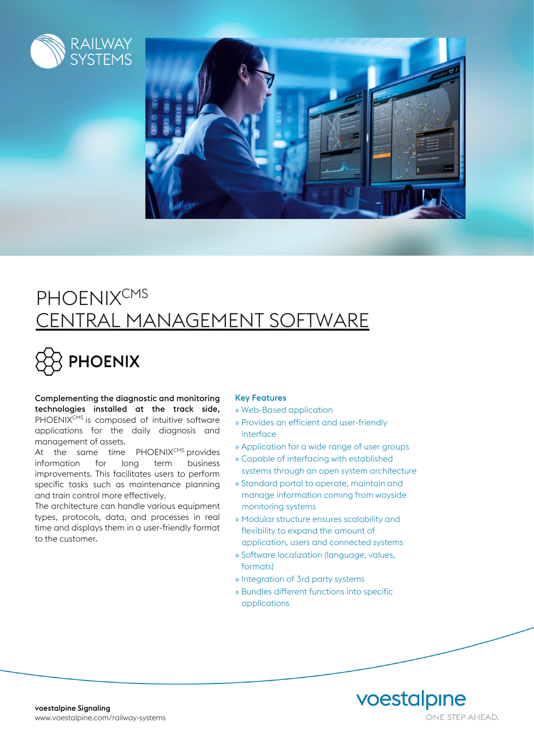RAILWAY SYSTEMS

# PHOENIX[CMS]
## CENTRAL MANAGEMENT SOFTWARE

**PHOENIX**

**Complementing the diagnostic and monitoring technologies installed at the track side,** PHOENIX[CMS] is composed of intuitive software applications for the daily diagnosis and management of assets.
At the same time PHOENIX[CMS] provides information for long term business improvements. This facilitates users to perform specific tasks such as maintenance planning and train control more effectively.
The architecture can handle various equipment types, protocols, data, and processes in real time and displays them in a user-friendly format to the customer.

### Key Features

» Web-Based application
» Provides an efficient and user-friendly interface
» Application for a wide range of user groups
» Capable of interfacing with established systems through an open system architecture
» Standard portal to operate, maintain and manage information coming from wayside monitoring systems
» Modular structure ensures scalability and flexibility to expand the amount of application, users and connected systems
» Software localization (language, values, formats)
» Integration of 3rd party systems
» Bundles different functions into specific applications

**voestalpine Signaling**
www.voestalpine.com/railway-systems

voestalpine
ONE STEP AHEAD.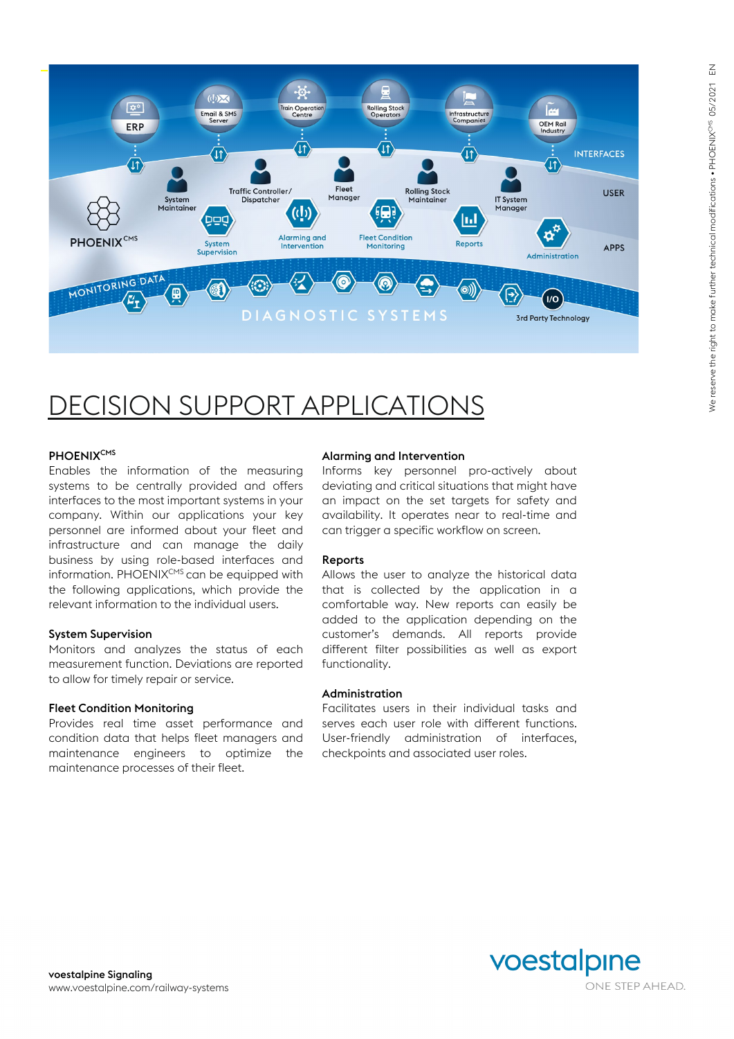INTERFACES

USER

APPS

ERP

Email & SMS Server

Train Operation Centre

Rolling Stock Operators

Infrastructure Companies

OEM Rail Industry

System Maintainer

Traffic Controller/ Dispatcher

Fleet Manager

Rolling Stock Maintainer

IT System Manager

PHOENIX[CMS]

System Supervision

Alarming and Intervention

Fleet Condition Monitoring

Reports

Administration

MONITORING DATA

DIAGNOSTIC SYSTEMS

I/O

3rd Party Technology

# DECISION SUPPORT APPLICATIONS

**PHOENIX[CMS]**
Enables the information of the measuring systems to be centrally provided and offers interfaces to the most important systems in your company. Within our applications your key personnel are informed about your fleet and infrastructure and can manage the daily business by using role-based interfaces and information. PHOENIX[CMS] can be equipped with the following applications, which provide the relevant information to the individual users.

**System Supervision**
Monitors and analyzes the status of each measurement function. Deviations are reported to allow for timely repair or service.

**Fleet Condition Monitoring**
Provides real time asset performance and condition data that helps fleet managers and maintenance engineers to optimize the maintenance processes of their fleet.

**Alarming and Intervention**
Informs key personnel pro-actively about deviating and critical situations that might have an impact on the set targets for safety and availability. It operates near to real-time and can trigger a specific workflow on screen.

**Reports**
Allows the user to analyze the historical data that is collected by the application in a comfortable way. New reports can easily be added to the application depending on the customer's demands. All reports provide different filter possibilities as well as export functionality.

**Administration**
Facilitates users in their individual tasks and serves each user role with different functions. User-friendly administration of interfaces, checkpoints and associated user roles.

We reserve the right to make further technical modifications • PHOENIX[CMS] 05/2021 EN

**voestalpine Signaling**
www.voestalpine.com/railway-systems

voestalpine
ONE STEP AHEAD.